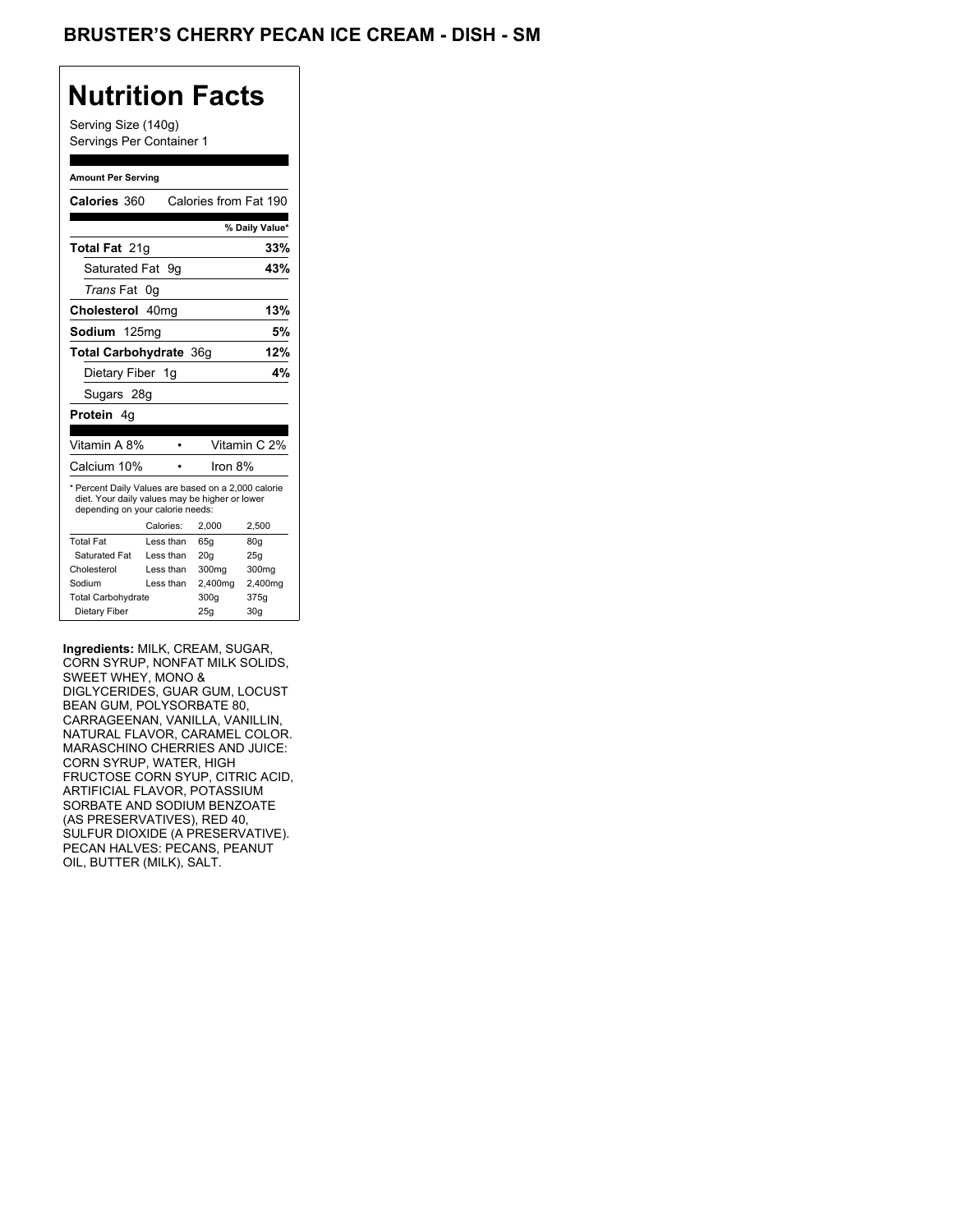# BRUSTER'S CHERRY PECAN ICE CREAM - DISH - SM

## Nutrition Facts

Serving Size (140g)
Servings Per Container 1

**Amount Per Serving**

| | |
|---|---|
| **Calories** 360 | Calories from Fat 190 |
| | **% Daily Value*** |
| **Total Fat** 21g | **33%** |
| Saturated Fat 9g | **43%** |
| *Trans* Fat 0g | |
| **Cholesterol** 40mg | **13%** |
| **Sodium** 125mg | **5%** |
| **Total Carbohydrate** 36g | **12%** |
| Dietary Fiber 1g | **4%** |
| Sugars 28g | |
| **Protein** 4g | |

| | |
|---|---|
| Vitamin A 8% | Vitamin C 2% |
| Calcium 10% | Iron 8% |

* Percent Daily Values are based on a 2,000 calorie diet. Your daily values may be higher or lower depending on your calorie needs:

| | Calories: | 2,000 | 2,500 |
|---|---|---|---|
| Total Fat | Less than | 65g | 80g |
| Saturated Fat | Less than | 20g | 25g |
| Cholesterol | Less than | 300mg | 300mg |
| Sodium | Less than | 2,400mg | 2,400mg |
| Total Carbohydrate | | 300g | 375g |
| Dietary Fiber | | 25g | 30g |

**Ingredients:** MILK, CREAM, SUGAR, CORN SYRUP, NONFAT MILK SOLIDS, SWEET WHEY, MONO & DIGLYCERIDES, GUAR GUM, LOCUST BEAN GUM, POLYSORBATE 80, CARRAGEENAN, VANILLA, VANILLIN, NATURAL FLAVOR, CARAMEL COLOR. MARASCHINO CHERRIES AND JUICE: CORN SYRUP, WATER, HIGH FRUCTOSE CORN SYUP, CITRIC ACID, ARTIFICIAL FLAVOR, POTASSIUM SORBATE AND SODIUM BENZOATE (AS PRESERVATIVES), RED 40, SULFUR DIOXIDE (A PRESERVATIVE). PECAN HALVES: PECANS, PEANUT OIL, BUTTER (MILK), SALT.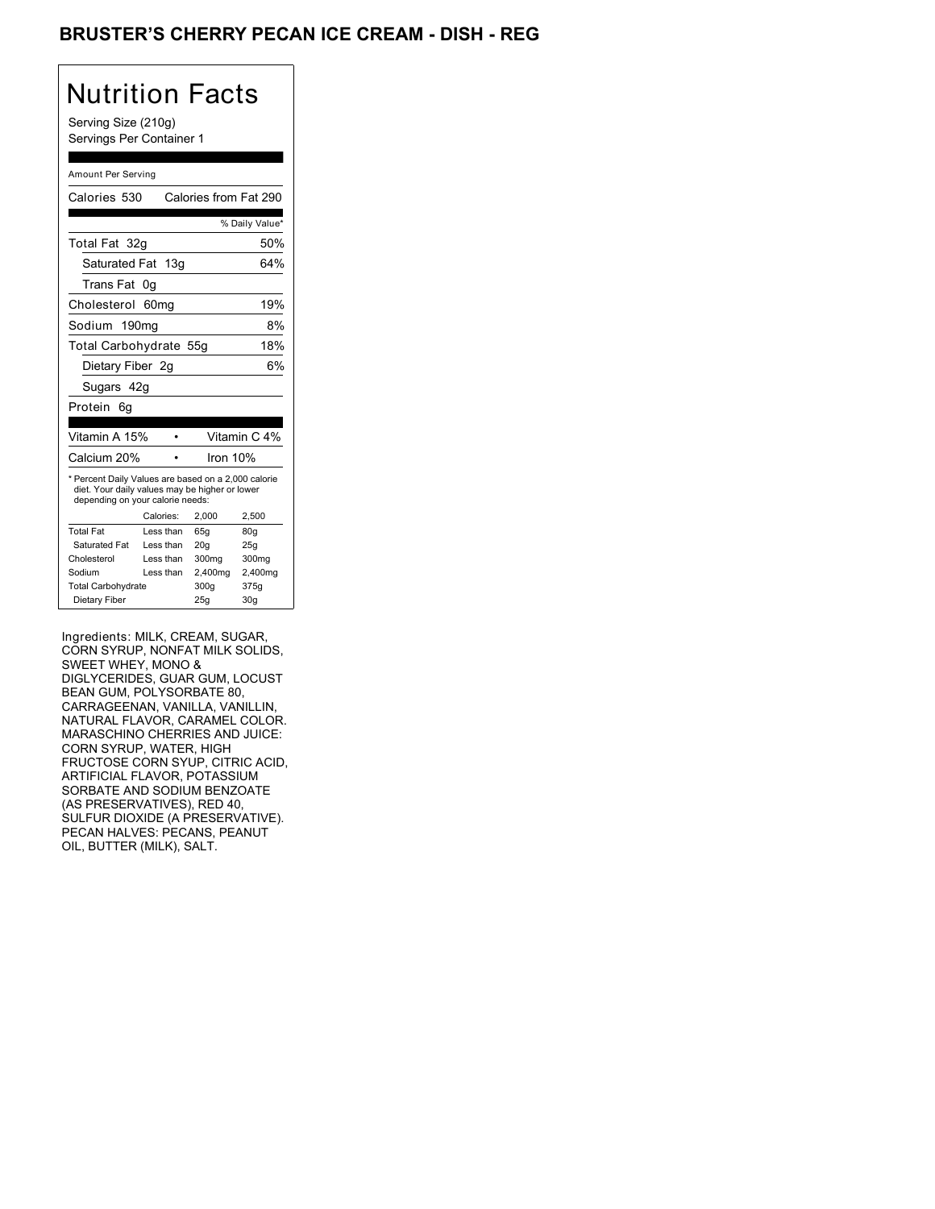# BRUSTER'S CHERRY PECAN ICE CREAM - DISH - REG

## Nutrition Facts

Serving Size (210g)
Servings Per Container 1

Amount Per Serving

Calories 530 Calories from Fat 290

| | % Daily Value* |
|---|---|
| Total Fat 32g | 50% |
| Saturated Fat 13g | 64% |
| Trans Fat 0g | |
| Cholesterol 60mg | 19% |
| Sodium 190mg | 8% |
| Total Carbohydrate 55g | 18% |
| Dietary Fiber 2g | 6% |
| Sugars 42g | |
| Protein 6g | |

Vitamin A 15% • Vitamin C 4%

Calcium 20% • Iron 10%

* Percent Daily Values are based on a 2,000 calorie diet. Your daily values may be higher or lower depending on your calorie needs:

| | Calories: | 2,000 | 2,500 |
|---|---|---|---|
| Total Fat | Less than | 65g | 80g |
| Saturated Fat | Less than | 20g | 25g |
| Cholesterol | Less than | 300mg | 300mg |
| Sodium | Less than | 2,400mg | 2,400mg |
| Total Carbohydrate | | 300g | 375g |
| Dietary Fiber | | 25g | 30g |

Ingredients: MILK, CREAM, SUGAR, CORN SYRUP, NONFAT MILK SOLIDS, SWEET WHEY, MONO & DIGLYCERIDES, GUAR GUM, LOCUST BEAN GUM, POLYSORBATE 80, CARRAGEENAN, VANILLA, VANILLIN, NATURAL FLAVOR, CARAMEL COLOR. MARASCHINO CHERRIES AND JUICE: CORN SYRUP, WATER, HIGH FRUCTOSE CORN SYUP, CITRIC ACID, ARTIFICIAL FLAVOR, POTASSIUM SORBATE AND SODIUM BENZOATE (AS PRESERVATIVES), RED 40, SULFUR DIOXIDE (A PRESERVATIVE). PECAN HALVES: PECANS, PEANUT OIL, BUTTER (MILK), SALT.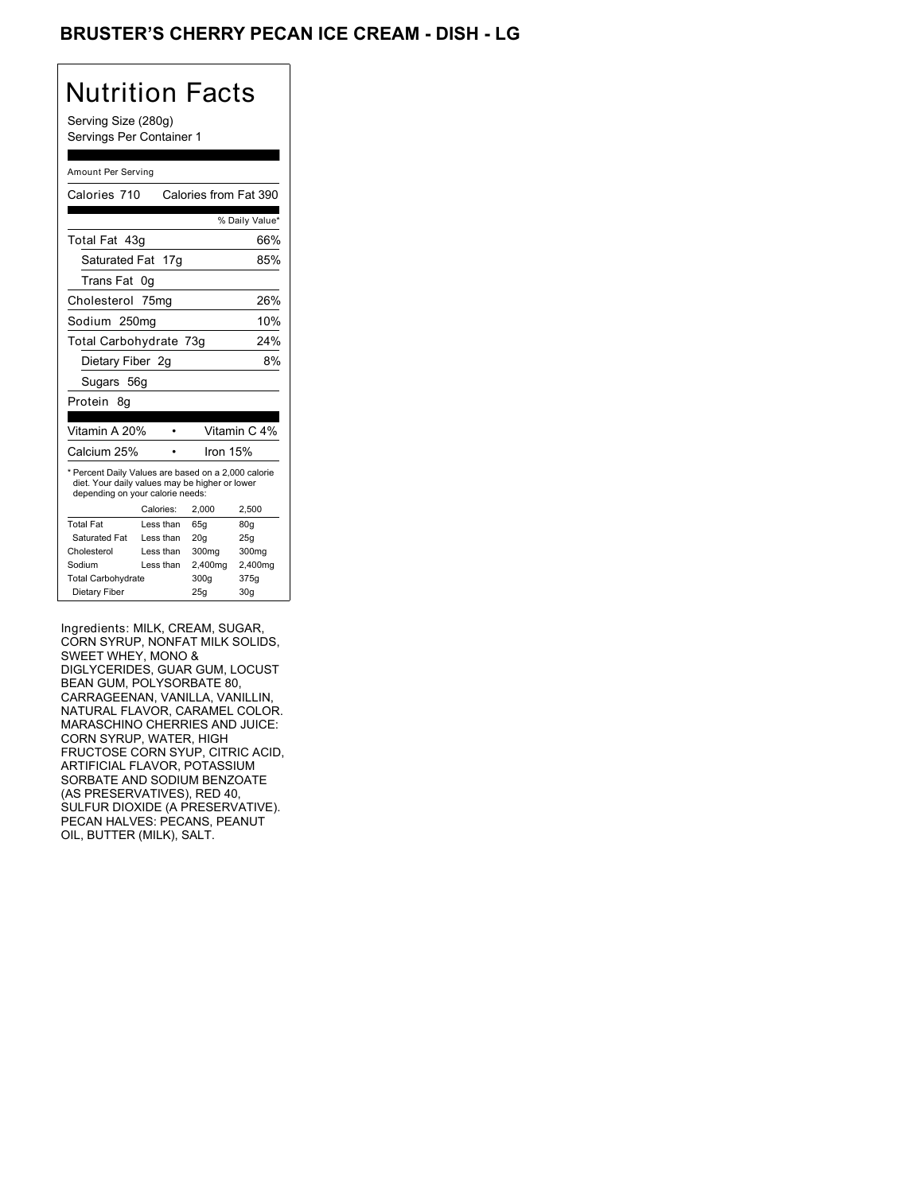## BRUSTER'S CHERRY PECAN ICE CREAM - DISH - LG

# Nutrition Facts

Serving Size (280g)
Servings Per Container 1

Amount Per Serving

Calories 710 Calories from Fat 390

| | % Daily Value* |
|---|---|
| Total Fat 43g | 66% |
| Saturated Fat 17g | 85% |
| Trans Fat 0g | |
| Cholesterol 75mg | 26% |
| Sodium 250mg | 10% |
| Total Carbohydrate 73g | 24% |
| Dietary Fiber 2g | 8% |
| Sugars 56g | |
| Protein 8g | |

Vitamin A 20% • Vitamin C 4%

Calcium 25% • Iron 15%

* Percent Daily Values are based on a 2,000 calorie diet. Your daily values may be higher or lower depending on your calorie needs:

| | Calories: | 2,000 | 2,500 |
|---|---|---|---|
| Total Fat | Less than | 65g | 80g |
| Saturated Fat | Less than | 20g | 25g |
| Cholesterol | Less than | 300mg | 300mg |
| Sodium | Less than | 2,400mg | 2,400mg |
| Total Carbohydrate | | 300g | 375g |
| Dietary Fiber | | 25g | 30g |

Ingredients: MILK, CREAM, SUGAR, CORN SYRUP, NONFAT MILK SOLIDS, SWEET WHEY, MONO & DIGLYCERIDES, GUAR GUM, LOCUST BEAN GUM, POLYSORBATE 80, CARRAGEENAN, VANILLA, VANILLIN, NATURAL FLAVOR, CARAMEL COLOR. MARASCHINO CHERRIES AND JUICE: CORN SYRUP, WATER, HIGH FRUCTOSE CORN SYUP, CITRIC ACID, ARTIFICIAL FLAVOR, POTASSIUM SORBATE AND SODIUM BENZOATE (AS PRESERVATIVES), RED 40, SULFUR DIOXIDE (A PRESERVATIVE). PECAN HALVES: PECANS, PEANUT OIL, BUTTER (MILK), SALT.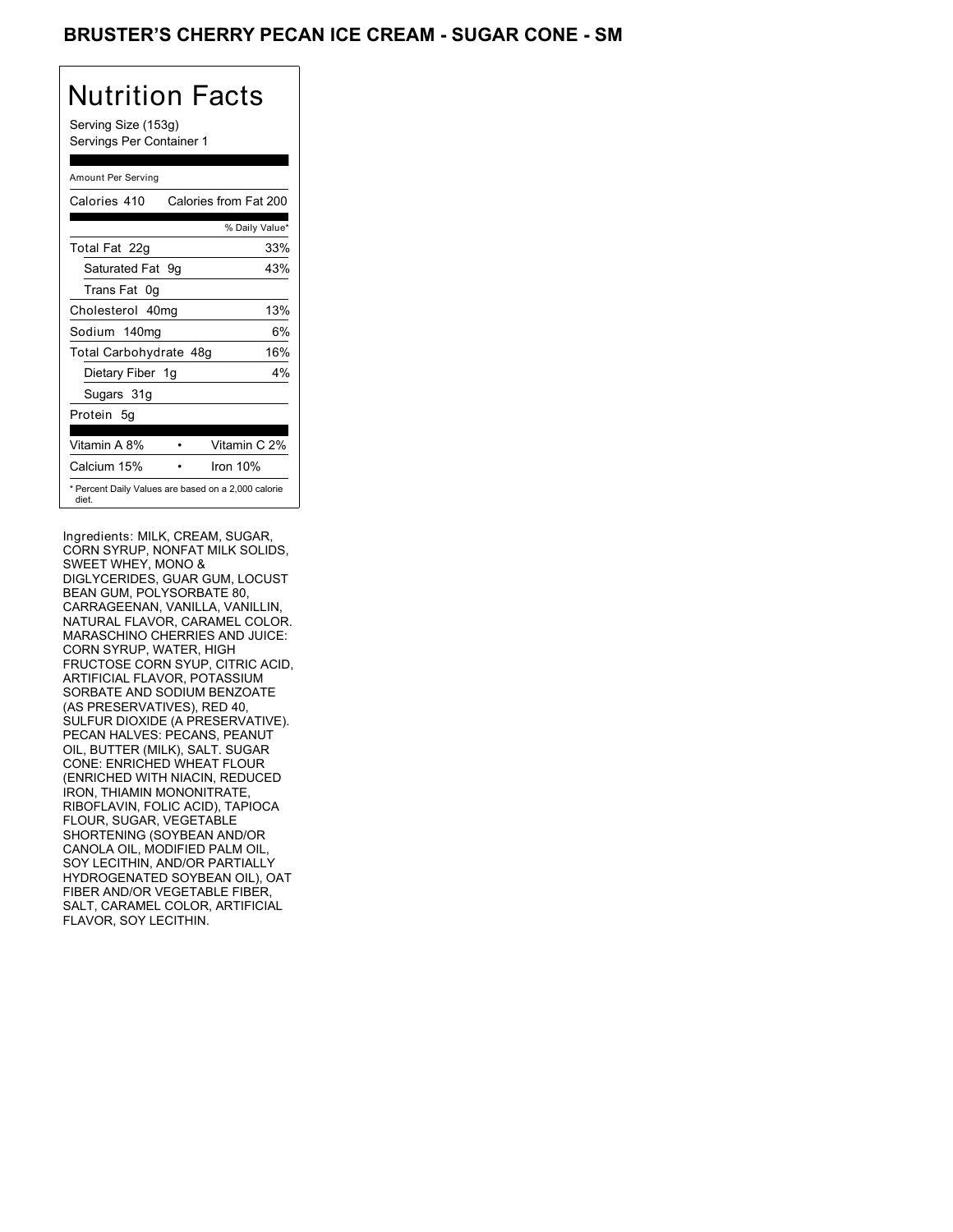# BRUSTER'S CHERRY PECAN ICE CREAM - SUGAR CONE - SM

## Nutrition Facts

Serving Size (153g)
Servings Per Container 1

Amount Per Serving

| | |
|---|---|
| Calories 410 | Calories from Fat 200 |
| | % Daily Value* |
| Total Fat 22g | 33% |
| Saturated Fat 9g | 43% |
| Trans Fat 0g | |
| Cholesterol 40mg | 13% |
| Sodium 140mg | 6% |
| Total Carbohydrate 48g | 16% |
| Dietary Fiber 1g | 4% |
| Sugars 31g | |
| Protein 5g | |
| Vitamin A 8% | Vitamin C 2% |
| Calcium 15% | Iron 10% |

\* Percent Daily Values are based on a 2,000 calorie diet.

Ingredients: MILK, CREAM, SUGAR, CORN SYRUP, NONFAT MILK SOLIDS, SWEET WHEY, MONO & DIGLYCERIDES, GUAR GUM, LOCUST BEAN GUM, POLYSORBATE 80, CARRAGEENAN, VANILLA, VANILLIN, NATURAL FLAVOR, CARAMEL COLOR. MARASCHINO CHERRIES AND JUICE: CORN SYRUP, WATER, HIGH FRUCTOSE CORN SYUP, CITRIC ACID, ARTIFICIAL FLAVOR, POTASSIUM SORBATE AND SODIUM BENZOATE (AS PRESERVATIVES), RED 40, SULFUR DIOXIDE (A PRESERVATIVE). PECAN HALVES: PECANS, PEANUT OIL, BUTTER (MILK), SALT. SUGAR CONE: ENRICHED WHEAT FLOUR (ENRICHED WITH NIACIN, REDUCED IRON, THIAMIN MONONITRATE, RIBOFLAVIN, FOLIC ACID), TAPIOCA FLOUR, SUGAR, VEGETABLE SHORTENING (SOYBEAN AND/OR CANOLA OIL, MODIFIED PALM OIL, SOY LECITHIN, AND/OR PARTIALLY HYDROGENATED SOYBEAN OIL), OAT FIBER AND/OR VEGETABLE FIBER, SALT, CARAMEL COLOR, ARTIFICIAL FLAVOR, SOY LECITHIN.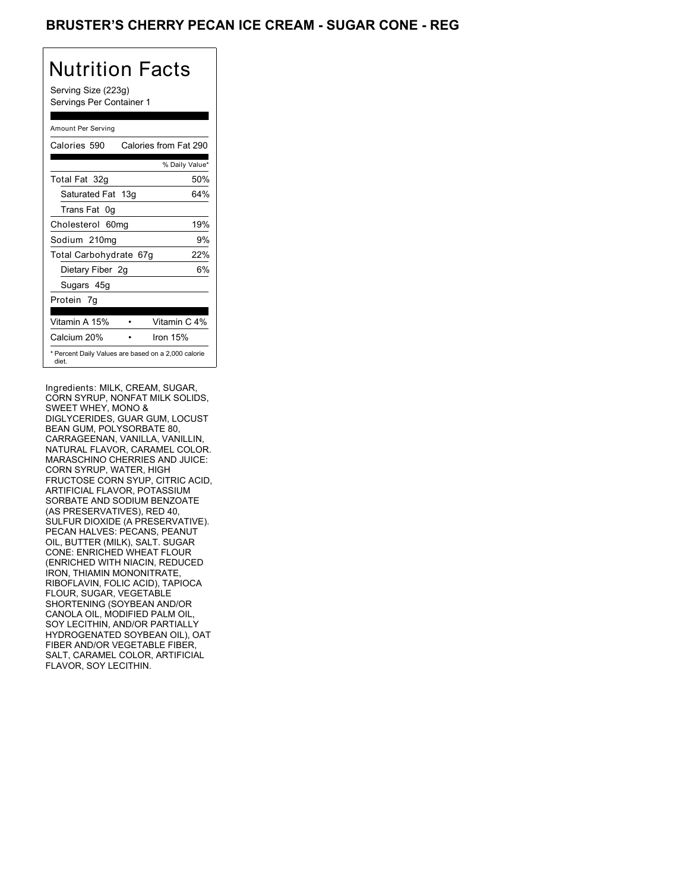# BRUSTER'S CHERRY PECAN ICE CREAM - SUGAR CONE - REG

## Nutrition Facts

Serving Size (223g)
Servings Per Container 1

Amount Per Serving

| | |
|---|---|
| Calories 590 | Calories from Fat 290 |
| | % Daily Value* |
| Total Fat 32g | 50% |
| Saturated Fat 13g | 64% |
| Trans Fat 0g | |
| Cholesterol 60mg | 19% |
| Sodium 210mg | 9% |
| Total Carbohydrate 67g | 22% |
| Dietary Fiber 2g | 6% |
| Sugars 45g | |
| Protein 7g | |
| Vitamin A 15% | Vitamin C 4% |
| Calcium 20% | Iron 15% |

* Percent Daily Values are based on a 2,000 calorie diet.

Ingredients: MILK, CREAM, SUGAR, CORN SYRUP, NONFAT MILK SOLIDS, SWEET WHEY, MONO & DIGLYCERIDES, GUAR GUM, LOCUST BEAN GUM, POLYSORBATE 80, CARRAGEENAN, VANILLA, VANILLIN, NATURAL FLAVOR, CARAMEL COLOR. MARASCHINO CHERRIES AND JUICE: CORN SYRUP, WATER, HIGH FRUCTOSE CORN SYUP, CITRIC ACID, ARTIFICIAL FLAVOR, POTASSIUM SORBATE AND SODIUM BENZOATE (AS PRESERVATIVES), RED 40, SULFUR DIOXIDE (A PRESERVATIVE). PECAN HALVES: PECANS, PEANUT OIL, BUTTER (MILK), SALT. SUGAR CONE: ENRICHED WHEAT FLOUR (ENRICHED WITH NIACIN, REDUCED IRON, THIAMIN MONONITRATE, RIBOFLAVIN, FOLIC ACID), TAPIOCA FLOUR, SUGAR, VEGETABLE SHORTENING (SOYBEAN AND/OR CANOLA OIL, MODIFIED PALM OIL, SOY LECITHIN, AND/OR PARTIALLY HYDROGENATED SOYBEAN OIL), OAT FIBER AND/OR VEGETABLE FIBER, SALT, CARAMEL COLOR, ARTIFICIAL FLAVOR, SOY LECITHIN.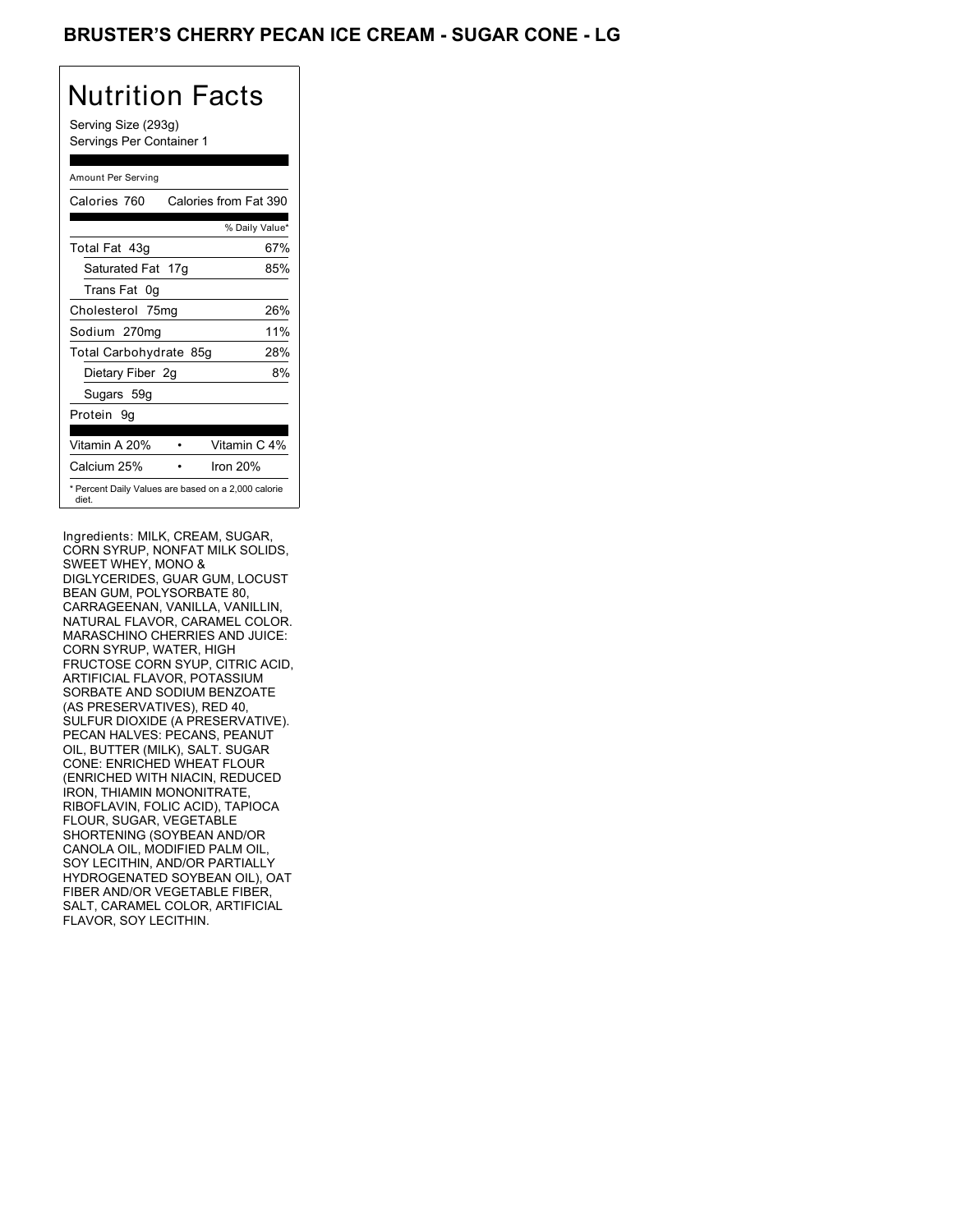# BRUSTER'S CHERRY PECAN ICE CREAM - SUGAR CONE - LG

## Nutrition Facts

Serving Size (293g)
Servings Per Container 1

Amount Per Serving

| | |
|---|---|
| Calories 760 | Calories from Fat 390 |
| | % Daily Value* |
| Total Fat 43g | 67% |
| Saturated Fat 17g | 85% |
| Trans Fat 0g | |
| Cholesterol 75mg | 26% |
| Sodium 270mg | 11% |
| Total Carbohydrate 85g | 28% |
| Dietary Fiber 2g | 8% |
| Sugars 59g | |
| Protein 9g | |
| Vitamin A 20% | Vitamin C 4% |
| Calcium 25% | Iron 20% |

* Percent Daily Values are based on a 2,000 calorie diet.

Ingredients: MILK, CREAM, SUGAR, CORN SYRUP, NONFAT MILK SOLIDS, SWEET WHEY, MONO & DIGLYCERIDES, GUAR GUM, LOCUST BEAN GUM, POLYSORBATE 80, CARRAGEENAN, VANILLA, VANILLIN, NATURAL FLAVOR, CARAMEL COLOR. MARASCHINO CHERRIES AND JUICE: CORN SYRUP, WATER, HIGH FRUCTOSE CORN SYUP, CITRIC ACID, ARTIFICIAL FLAVOR, POTASSIUM SORBATE AND SODIUM BENZOATE (AS PRESERVATIVES), RED 40, SULFUR DIOXIDE (A PRESERVATIVE). PECAN HALVES: PECANS, PEANUT OIL, BUTTER (MILK), SALT. SUGAR CONE: ENRICHED WHEAT FLOUR (ENRICHED WITH NIACIN, REDUCED IRON, THIAMIN MONONITRATE, RIBOFLAVIN, FOLIC ACID), TAPIOCA FLOUR, SUGAR, VEGETABLE SHORTENING (SOYBEAN AND/OR CANOLA OIL, MODIFIED PALM OIL, SOY LECITHIN, AND/OR PARTIALLY HYDROGENATED SOYBEAN OIL), OAT FIBER AND/OR VEGETABLE FIBER, SALT, CARAMEL COLOR, ARTIFICIAL FLAVOR, SOY LECITHIN.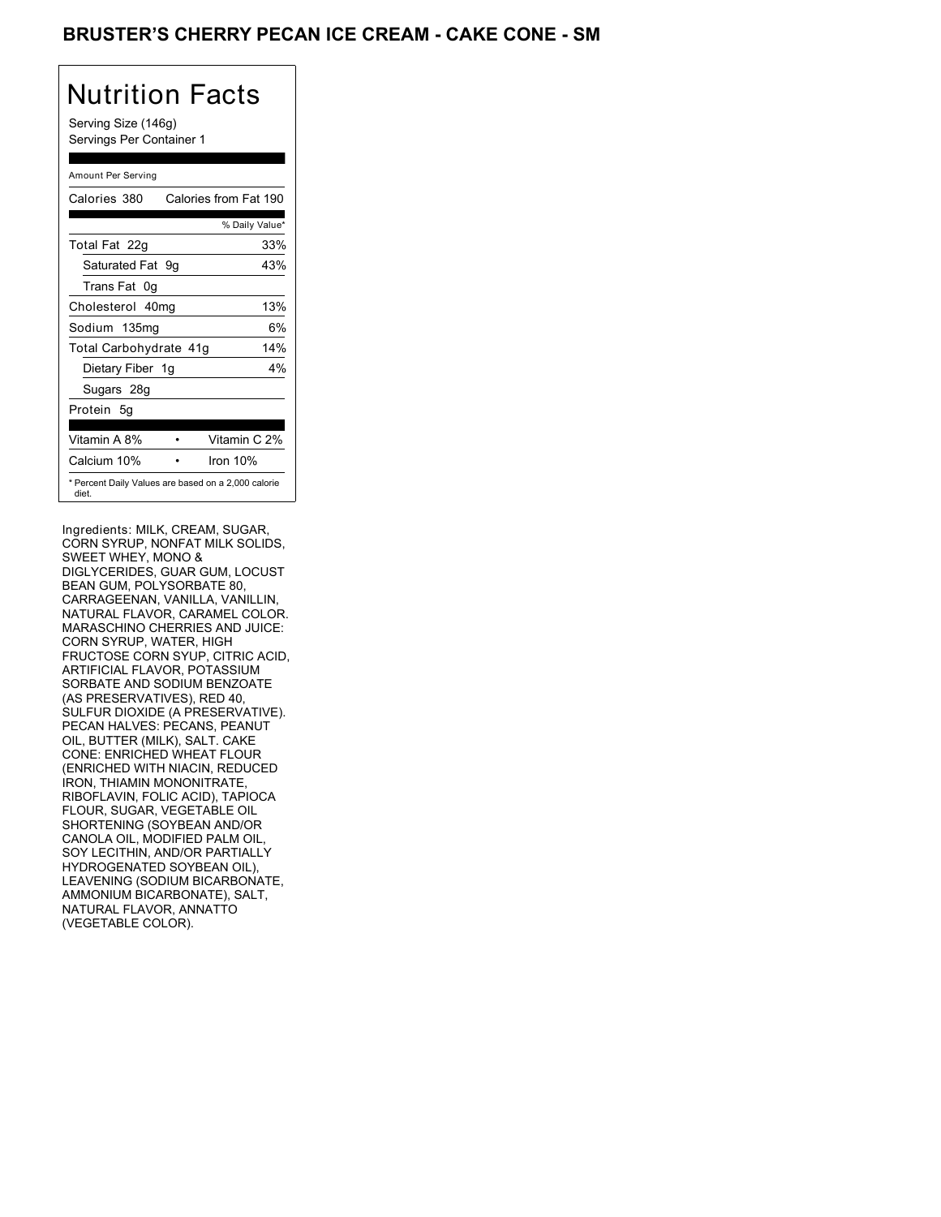# BRUSTER'S CHERRY PECAN ICE CREAM - CAKE CONE - SM

## Nutrition Facts

Serving Size (146g)
Servings Per Container 1

Amount Per Serving

| | |
|---|---|
| Calories 380 | Calories from Fat 190 |
| | % Daily Value* |
| Total Fat 22g | 33% |
| Saturated Fat 9g | 43% |
| Trans Fat 0g | |
| Cholesterol 40mg | 13% |
| Sodium 135mg | 6% |
| Total Carbohydrate 41g | 14% |
| Dietary Fiber 1g | 4% |
| Sugars 28g | |
| Protein 5g | |
| Vitamin A 8% | Vitamin C 2% |
| Calcium 10% | Iron 10% |

* Percent Daily Values are based on a 2,000 calorie diet.

Ingredients: MILK, CREAM, SUGAR, CORN SYRUP, NONFAT MILK SOLIDS, SWEET WHEY, MONO & DIGLYCERIDES, GUAR GUM, LOCUST BEAN GUM, POLYSORBATE 80, CARRAGEENAN, VANILLA, VANILLIN, NATURAL FLAVOR, CARAMEL COLOR. MARASCHINO CHERRIES AND JUICE: CORN SYRUP, WATER, HIGH FRUCTOSE CORN SYUP, CITRIC ACID, ARTIFICIAL FLAVOR, POTASSIUM SORBATE AND SODIUM BENZOATE (AS PRESERVATIVES), RED 40, SULFUR DIOXIDE (A PRESERVATIVE). PECAN HALVES: PECANS, PEANUT OIL, BUTTER (MILK), SALT. CAKE CONE: ENRICHED WHEAT FLOUR (ENRICHED WITH NIACIN, REDUCED IRON, THIAMIN MONONITRATE, RIBOFLAVIN, FOLIC ACID), TAPIOCA FLOUR, SUGAR, VEGETABLE OIL SHORTENING (SOYBEAN AND/OR CANOLA OIL, MODIFIED PALM OIL, SOY LECITHIN, AND/OR PARTIALLY HYDROGENATED SOYBEAN OIL), LEAVENING (SODIUM BICARBONATE, AMMONIUM BICARBONATE), SALT, NATURAL FLAVOR, ANNATTO (VEGETABLE COLOR).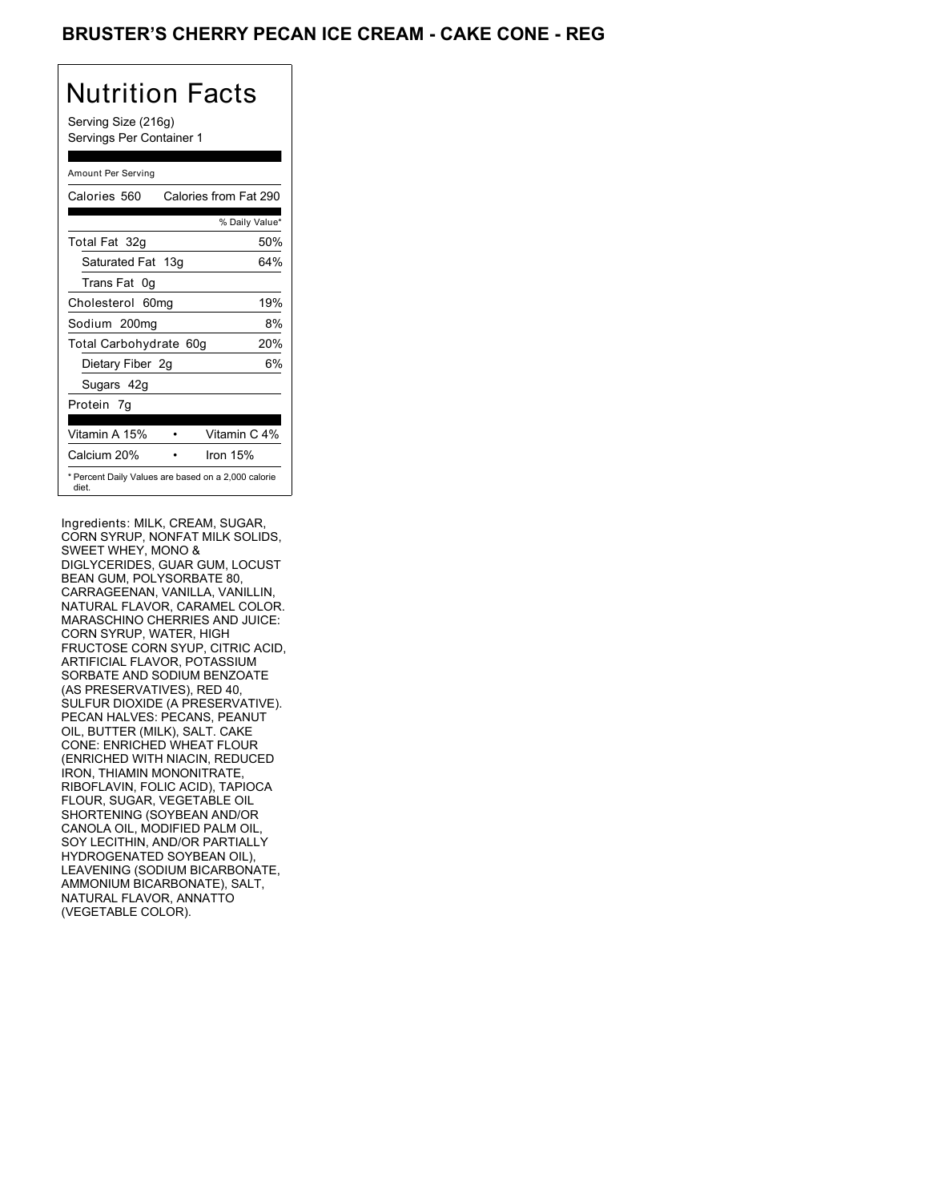# BRUSTER'S CHERRY PECAN ICE CREAM - CAKE CONE - REG

## Nutrition Facts

Serving Size (216g)
Servings Per Container 1

Amount Per Serving

| | |
|---|---|
| Calories 560 | Calories from Fat 290 |
| | % Daily Value* |
| Total Fat 32g | 50% |
| Saturated Fat 13g | 64% |
| Trans Fat 0g | |
| Cholesterol 60mg | 19% |
| Sodium 200mg | 8% |
| Total Carbohydrate 60g | 20% |
| Dietary Fiber 2g | 6% |
| Sugars 42g | |
| Protein 7g | |
| Vitamin A 15% | Vitamin C 4% |
| Calcium 20% | Iron 15% |

* Percent Daily Values are based on a 2,000 calorie diet.

Ingredients: MILK, CREAM, SUGAR, CORN SYRUP, NONFAT MILK SOLIDS, SWEET WHEY, MONO & DIGLYCERIDES, GUAR GUM, LOCUST BEAN GUM, POLYSORBATE 80, CARRAGEENAN, VANILLA, VANILLIN, NATURAL FLAVOR, CARAMEL COLOR. MARASCHINO CHERRIES AND JUICE: CORN SYRUP, WATER, HIGH FRUCTOSE CORN SYUP, CITRIC ACID, ARTIFICIAL FLAVOR, POTASSIUM SORBATE AND SODIUM BENZOATE (AS PRESERVATIVES), RED 40, SULFUR DIOXIDE (A PRESERVATIVE). PECAN HALVES: PECANS, PEANUT OIL, BUTTER (MILK), SALT. CAKE CONE: ENRICHED WHEAT FLOUR (ENRICHED WITH NIACIN, REDUCED IRON, THIAMIN MONONITRATE, RIBOFLAVIN, FOLIC ACID), TAPIOCA FLOUR, SUGAR, VEGETABLE OIL SHORTENING (SOYBEAN AND/OR CANOLA OIL, MODIFIED PALM OIL, SOY LECITHIN, AND/OR PARTIALLY HYDROGENATED SOYBEAN OIL), LEAVENING (SODIUM BICARBONATE, AMMONIUM BICARBONATE), SALT, NATURAL FLAVOR, ANNATTO (VEGETABLE COLOR).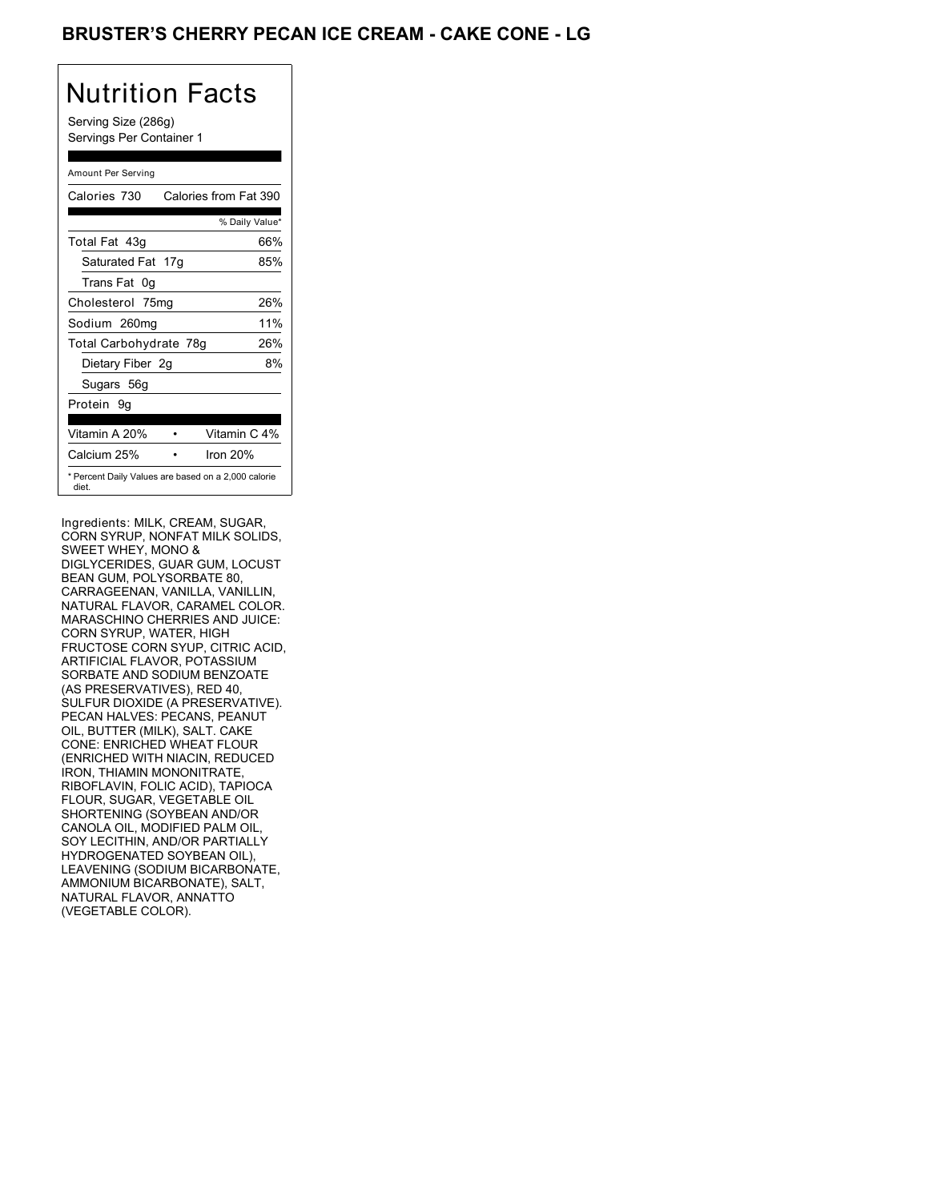# BRUSTER'S CHERRY PECAN ICE CREAM - CAKE CONE - LG

## Nutrition Facts

Serving Size (286g)
Servings Per Container 1

Amount Per Serving

| | |
|---|---|
| Calories 730 | Calories from Fat 390 |
| | % Daily Value* |
| Total Fat 43g | 66% |
| Saturated Fat 17g | 85% |
| Trans Fat 0g | |
| Cholesterol 75mg | 26% |
| Sodium 260mg | 11% |
| Total Carbohydrate 78g | 26% |
| Dietary Fiber 2g | 8% |
| Sugars 56g | |
| Protein 9g | |
| Vitamin A 20% | Vitamin C 4% |
| Calcium 25% | Iron 20% |

* Percent Daily Values are based on a 2,000 calorie diet.

Ingredients: MILK, CREAM, SUGAR, CORN SYRUP, NONFAT MILK SOLIDS, SWEET WHEY, MONO & DIGLYCERIDES, GUAR GUM, LOCUST BEAN GUM, POLYSORBATE 80, CARRAGEENAN, VANILLA, VANILLIN, NATURAL FLAVOR, CARAMEL COLOR. MARASCHINO CHERRIES AND JUICE: CORN SYRUP, WATER, HIGH FRUCTOSE CORN SYUP, CITRIC ACID, ARTIFICIAL FLAVOR, POTASSIUM SORBATE AND SODIUM BENZOATE (AS PRESERVATIVES), RED 40, SULFUR DIOXIDE (A PRESERVATIVE). PECAN HALVES: PECANS, PEANUT OIL, BUTTER (MILK), SALT. CAKE CONE: ENRICHED WHEAT FLOUR (ENRICHED WITH NIACIN, REDUCED IRON, THIAMIN MONONITRATE, RIBOFLAVIN, FOLIC ACID), TAPIOCA FLOUR, SUGAR, VEGETABLE OIL SHORTENING (SOYBEAN AND/OR CANOLA OIL, MODIFIED PALM OIL, SOY LECITHIN, AND/OR PARTIALLY HYDROGENATED SOYBEAN OIL), LEAVENING (SODIUM BICARBONATE, AMMONIUM BICARBONATE), SALT, NATURAL FLAVOR, ANNATTO (VEGETABLE COLOR).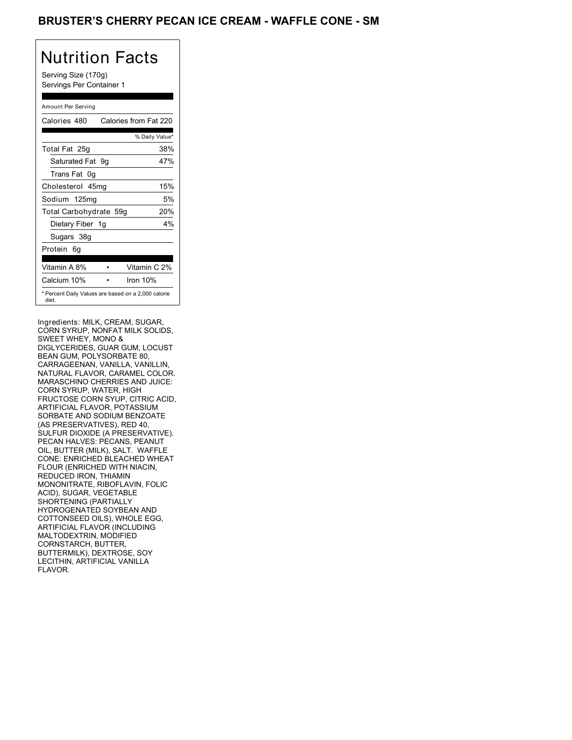# BRUSTER'S CHERRY PECAN ICE CREAM - WAFFLE CONE - SM

## Nutrition Facts

Serving Size (170g)
Servings Per Container 1

Amount Per Serving

| | |
|---|---|
| Calories 480 | Calories from Fat 220 |
| | % Daily Value* |
| Total Fat 25g | 38% |
| Saturated Fat 9g | 47% |
| Trans Fat 0g | |
| Cholesterol 45mg | 15% |
| Sodium 125mg | 5% |
| Total Carbohydrate 59g | 20% |
| Dietary Fiber 1g | 4% |
| Sugars 38g | |
| Protein 6g | |
| Vitamin A 8% | Vitamin C 2% |
| Calcium 10% | Iron 10% |

* Percent Daily Values are based on a 2,000 calorie diet.

Ingredients: MILK, CREAM, SUGAR, CORN SYRUP, NONFAT MILK SOLIDS, SWEET WHEY, MONO & DIGLYCERIDES, GUAR GUM, LOCUST BEAN GUM, POLYSORBATE 80, CARRAGEENAN, VANILLA, VANILLIN, NATURAL FLAVOR, CARAMEL COLOR. MARASCHINO CHERRIES AND JUICE: CORN SYRUP, WATER, HIGH FRUCTOSE CORN SYUP, CITRIC ACID, ARTIFICIAL FLAVOR, POTASSIUM SORBATE AND SODIUM BENZOATE (AS PRESERVATIVES), RED 40, SULFUR DIOXIDE (A PRESERVATIVE). PECAN HALVES: PECANS, PEANUT OIL, BUTTER (MILK), SALT. WAFFLE CONE: ENRICHED BLEACHED WHEAT FLOUR (ENRICHED WITH NIACIN, REDUCED IRON, THIAMIN MONONITRATE, RIBOFLAVIN, FOLIC ACID), SUGAR, VEGETABLE SHORTENING (PARTIALLY HYDROGENATED SOYBEAN AND COTTONSEED OILS), WHOLE EGG, ARTIFICIAL FLAVOR (INCLUDING MALTODEXTRIN, MODIFIED CORNSTARCH, BUTTER, BUTTERMILK), DEXTROSE, SOY LECITHIN, ARTIFICIAL VANILLA FLAVOR.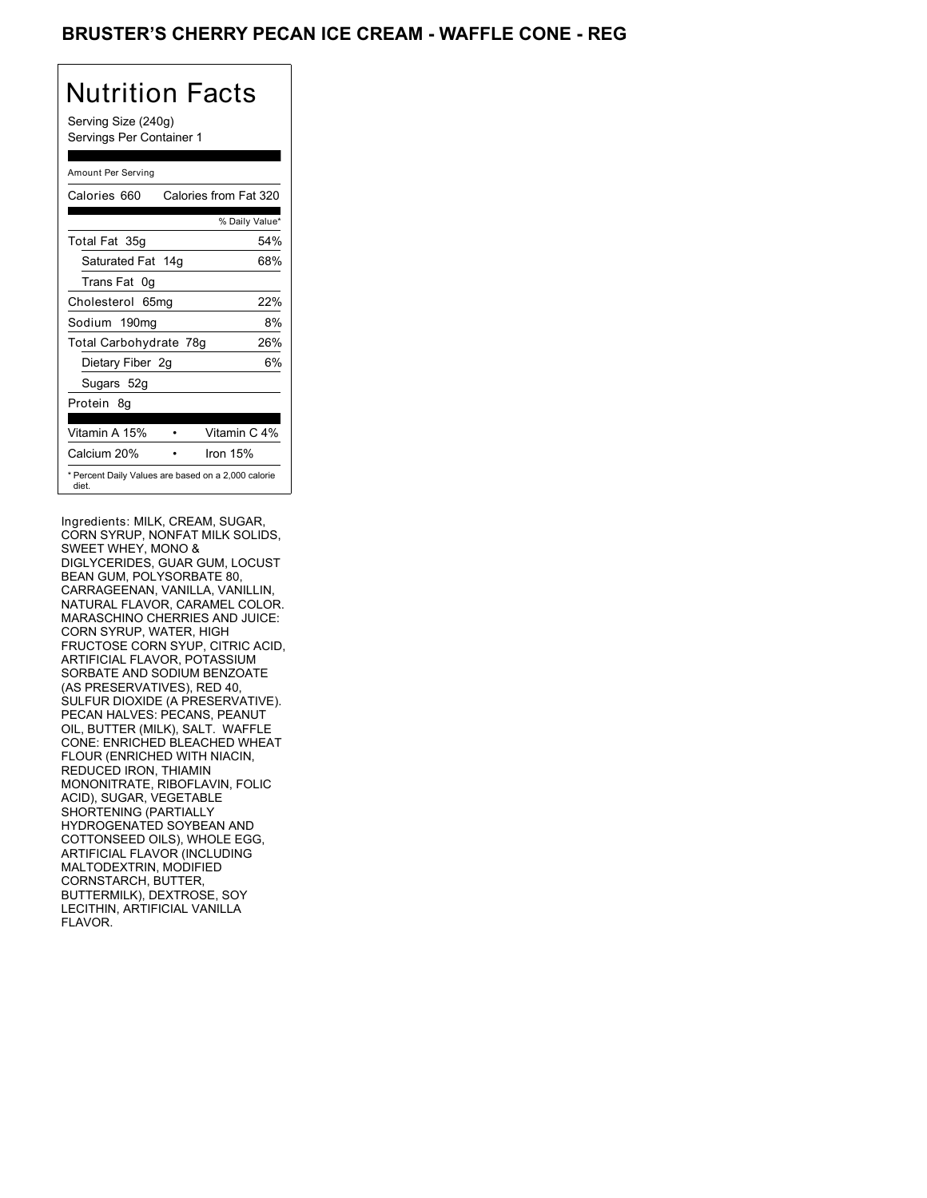# BRUSTER'S CHERRY PECAN ICE CREAM - WAFFLE CONE - REG

## Nutrition Facts

Serving Size (240g)
Servings Per Container 1

Amount Per Serving

| | |
|---|---|
| Calories 660 | Calories from Fat 320 |
| | % Daily Value* |
| Total Fat 35g | 54% |
| Saturated Fat 14g | 68% |
| Trans Fat 0g | |
| Cholesterol 65mg | 22% |
| Sodium 190mg | 8% |
| Total Carbohydrate 78g | 26% |
| Dietary Fiber 2g | 6% |
| Sugars 52g | |
| Protein 8g | |
| Vitamin A 15% | Vitamin C 4% |
| Calcium 20% | Iron 15% |

* Percent Daily Values are based on a 2,000 calorie diet.

Ingredients: MILK, CREAM, SUGAR, CORN SYRUP, NONFAT MILK SOLIDS, SWEET WHEY, MONO & DIGLYCERIDES, GUAR GUM, LOCUST BEAN GUM, POLYSORBATE 80, CARRAGEENAN, VANILLA, VANILLIN, NATURAL FLAVOR, CARAMEL COLOR. MARASCHINO CHERRIES AND JUICE: CORN SYRUP, WATER, HIGH FRUCTOSE CORN SYUP, CITRIC ACID, ARTIFICIAL FLAVOR, POTASSIUM SORBATE AND SODIUM BENZOATE (AS PRESERVATIVES), RED 40, SULFUR DIOXIDE (A PRESERVATIVE). PECAN HALVES: PECANS, PEANUT OIL, BUTTER (MILK), SALT. WAFFLE CONE: ENRICHED BLEACHED WHEAT FLOUR (ENRICHED WITH NIACIN, REDUCED IRON, THIAMIN MONONITRATE, RIBOFLAVIN, FOLIC ACID), SUGAR, VEGETABLE SHORTENING (PARTIALLY HYDROGENATED SOYBEAN AND COTTONSEED OILS), WHOLE EGG, ARTIFICIAL FLAVOR (INCLUDING MALTODEXTRIN, MODIFIED CORNSTARCH, BUTTER, BUTTERMILK), DEXTROSE, SOY LECITHIN, ARTIFICIAL VANILLA FLAVOR.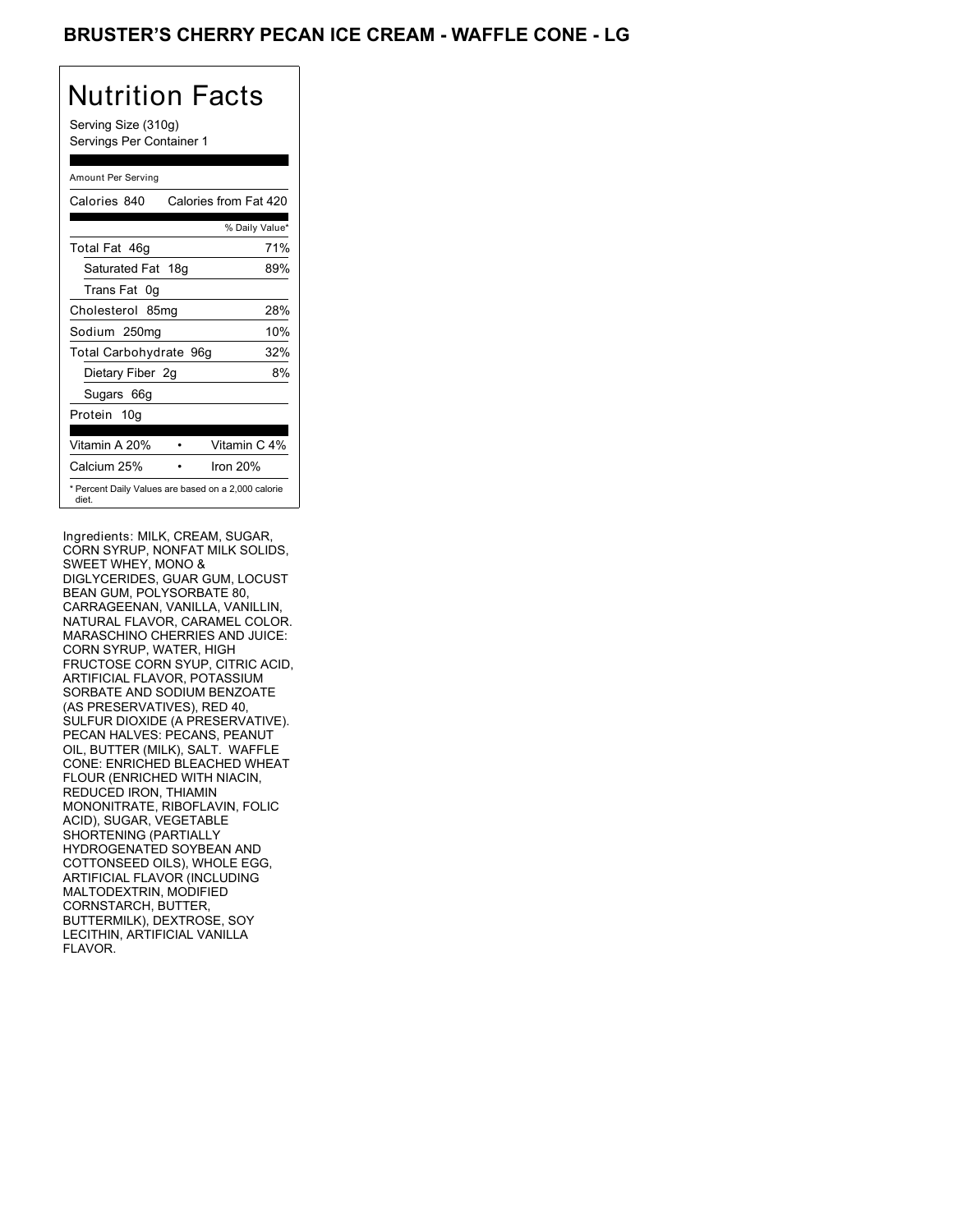# BRUSTER'S CHERRY PECAN ICE CREAM - WAFFLE CONE - LG

## Nutrition Facts

Serving Size (310g)
Servings Per Container 1

Amount Per Serving

| | |
|---|---|
| Calories 840 | Calories from Fat 420 |
| | % Daily Value* |
| Total Fat 46g | 71% |
| Saturated Fat 18g | 89% |
| Trans Fat 0g | |
| Cholesterol 85mg | 28% |
| Sodium 250mg | 10% |
| Total Carbohydrate 96g | 32% |
| Dietary Fiber 2g | 8% |
| Sugars 66g | |
| Protein 10g | |

| | |
|---|---|
| Vitamin A 20% | Vitamin C 4% |
| Calcium 25% | Iron 20% |

* Percent Daily Values are based on a 2,000 calorie diet.

Ingredients: MILK, CREAM, SUGAR, CORN SYRUP, NONFAT MILK SOLIDS, SWEET WHEY, MONO & DIGLYCERIDES, GUAR GUM, LOCUST BEAN GUM, POLYSORBATE 80, CARRAGEENAN, VANILLA, VANILLIN, NATURAL FLAVOR, CARAMEL COLOR. MARASCHINO CHERRIES AND JUICE: CORN SYRUP, WATER, HIGH FRUCTOSE CORN SYUP, CITRIC ACID, ARTIFICIAL FLAVOR, POTASSIUM SORBATE AND SODIUM BENZOATE (AS PRESERVATIVES), RED 40, SULFUR DIOXIDE (A PRESERVATIVE). PECAN HALVES: PECANS, PEANUT OIL, BUTTER (MILK), SALT. WAFFLE CONE: ENRICHED BLEACHED WHEAT FLOUR (ENRICHED WITH NIACIN, REDUCED IRON, THIAMIN MONONITRATE, RIBOFLAVIN, FOLIC ACID), SUGAR, VEGETABLE SHORTENING (PARTIALLY HYDROGENATED SOYBEAN AND COTTONSEED OILS), WHOLE EGG, ARTIFICIAL FLAVOR (INCLUDING MALTODEXTRIN, MODIFIED CORNSTARCH, BUTTER, BUTTERMILK), DEXTROSE, SOY LECITHIN, ARTIFICIAL VANILLA FLAVOR.